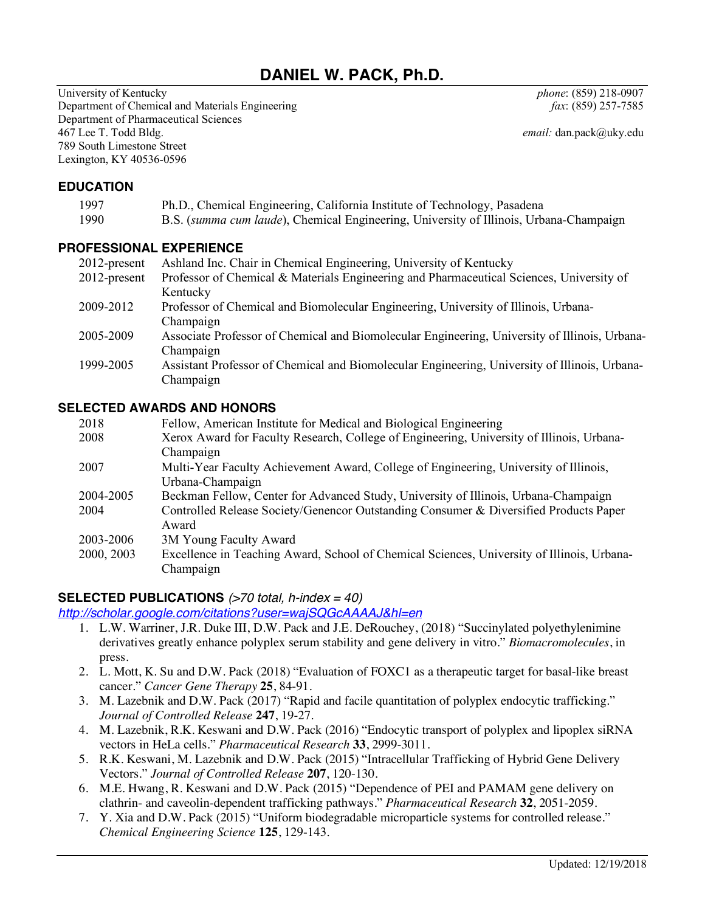# DANIEL W. PACK, Ph.D.

University of Kentucky
Department of Chemical and Materials Engineering
Department of Pharmaceutical Sciences
467 Lee T. Todd Bldg.
789 South Limestone Street
Lexington, KY 40536-0596

*phone*: (859) 218-0907
*fax*: (859) 257-7585
*email:* dan.pack@uky.edu

## EDUCATION

| | |
|---|---|
| 1997 | Ph.D., Chemical Engineering, California Institute of Technology, Pasadena |
| 1990 | B.S. (*summa cum laude*), Chemical Engineering, University of Illinois, Urbana-Champaign |

## PROFESSIONAL EXPERIENCE

| | |
|---|---|
| 2012-present | Ashland Inc. Chair in Chemical Engineering, University of Kentucky |
| 2012-present | Professor of Chemical & Materials Engineering and Pharmaceutical Sciences, University of Kentucky |
| 2009-2012 | Professor of Chemical and Biomolecular Engineering, University of Illinois, Urbana-Champaign |
| 2005-2009 | Associate Professor of Chemical and Biomolecular Engineering, University of Illinois, Urbana-Champaign |
| 1999-2005 | Assistant Professor of Chemical and Biomolecular Engineering, University of Illinois, Urbana-Champaign |

## SELECTED AWARDS AND HONORS

| | |
|---|---|
| 2018 | Fellow, American Institute for Medical and Biological Engineering |
| 2008 | Xerox Award for Faculty Research, College of Engineering, University of Illinois, Urbana-Champaign |
| 2007 | Multi-Year Faculty Achievement Award, College of Engineering, University of Illinois, Urbana-Champaign |
| 2004-2005 | Beckman Fellow, Center for Advanced Study, University of Illinois, Urbana-Champaign |
| 2004 | Controlled Release Society/Genencor Outstanding Consumer & Diversified Products Paper Award |
| 2003-2006 | 3M Young Faculty Award |
| 2000, 2003 | Excellence in Teaching Award, School of Chemical Sciences, University of Illinois, Urbana-Champaign |

## SELECTED PUBLICATIONS *(>70 total, h-index = 40)*

*http://scholar.google.com/citations?user=wajSQGcAAAAJ&hl=en*

1. L.W. Warriner, J.R. Duke III, D.W. Pack and J.E. DeRouchey, (2018) "Succinylated polyethylenimine derivatives greatly enhance polyplex serum stability and gene delivery in vitro." *Biomacromolecules*, in press.
2. L. Mott, K. Su and D.W. Pack (2018) "Evaluation of FOXC1 as a therapeutic target for basal-like breast cancer." *Cancer Gene Therapy* **25**, 84-91.
3. M. Lazebnik and D.W. Pack (2017) "Rapid and facile quantitation of polyplex endocytic trafficking." *Journal of Controlled Release* **247**, 19-27.
4. M. Lazebnik, R.K. Keswani and D.W. Pack (2016) "Endocytic transport of polyplex and lipoplex siRNA vectors in HeLa cells." *Pharmaceutical Research* **33**, 2999-3011.
5. R.K. Keswani, M. Lazebnik and D.W. Pack (2015) "Intracellular Trafficking of Hybrid Gene Delivery Vectors." *Journal of Controlled Release* **207**, 120-130.
6. M.E. Hwang, R. Keswani and D.W. Pack (2015) "Dependence of PEI and PAMAM gene delivery on clathrin- and caveolin-dependent trafficking pathways." *Pharmaceutical Research* **32**, 2051-2059.
7. Y. Xia and D.W. Pack (2015) "Uniform biodegradable microparticle systems for controlled release." *Chemical Engineering Science* **125**, 129-143.

Updated: 12/19/2018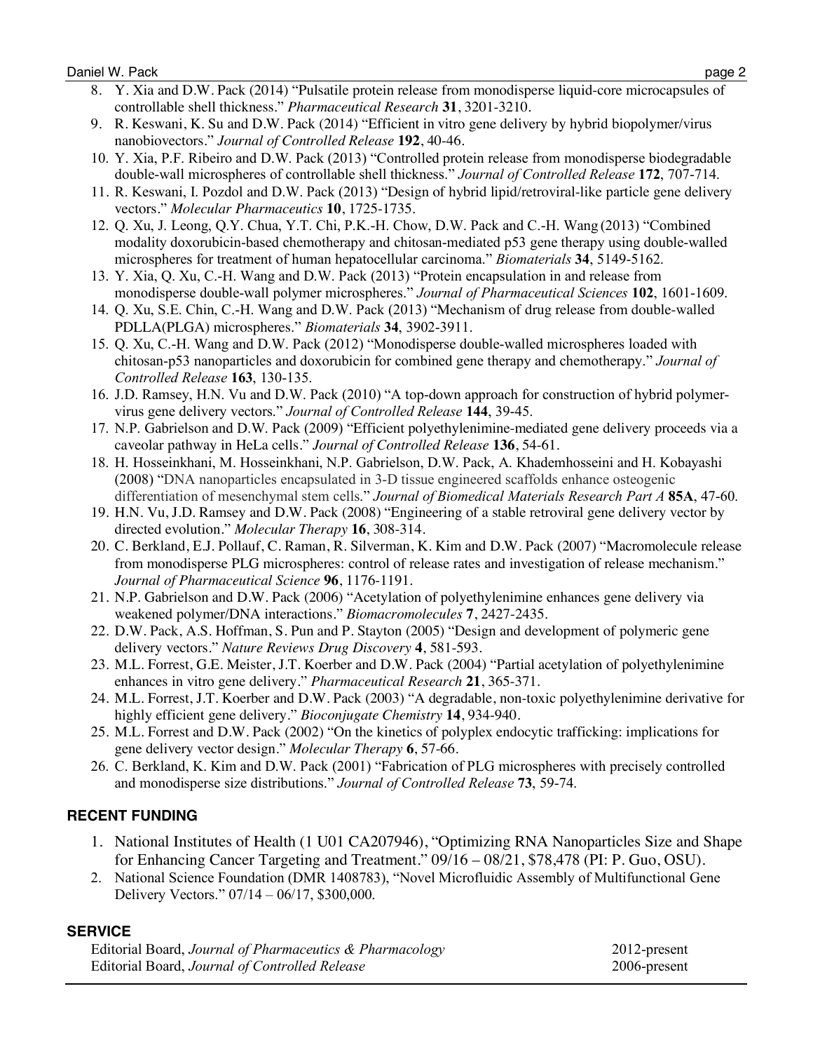8. Y. Xia and D.W. Pack (2014) "Pulsatile protein release from monodisperse liquid-core microcapsules of controllable shell thickness." *Pharmaceutical Research* **31**, 3201-3210.
9. R. Keswani, K. Su and D.W. Pack (2014) "Efficient in vitro gene delivery by hybrid biopolymer/virus nanobiovectors." *Journal of Controlled Release* **192**, 40-46.
10. Y. Xia, P.F. Ribeiro and D.W. Pack (2013) "Controlled protein release from monodisperse biodegradable double-wall microspheres of controllable shell thickness." *Journal of Controlled Release* **172**, 707-714.
11. R. Keswani, I. Pozdol and D.W. Pack (2013) "Design of hybrid lipid/retroviral-like particle gene delivery vectors." *Molecular Pharmaceutics* **10**, 1725-1735.
12. Q. Xu, J. Leong, Q.Y. Chua, Y.T. Chi, P.K.-H. Chow, D.W. Pack and C.-H. Wang (2013) "Combined modality doxorubicin-based chemotherapy and chitosan-mediated p53 gene therapy using double-walled microspheres for treatment of human hepatocellular carcinoma." *Biomaterials* **34**, 5149-5162.
13. Y. Xia, Q. Xu, C.-H. Wang and D.W. Pack (2013) "Protein encapsulation in and release from monodisperse double-wall polymer microspheres." *Journal of Pharmaceutical Sciences* **102**, 1601-1609.
14. Q. Xu, S.E. Chin, C.-H. Wang and D.W. Pack (2013) "Mechanism of drug release from double-walled PDLLA(PLGA) microspheres." *Biomaterials* **34**, 3902-3911.
15. Q. Xu, C.-H. Wang and D.W. Pack (2012) "Monodisperse double-walled microspheres loaded with chitosan-p53 nanoparticles and doxorubicin for combined gene therapy and chemotherapy." *Journal of Controlled Release* **163**, 130-135.
16. J.D. Ramsey, H.N. Vu and D.W. Pack (2010) "A top-down approach for construction of hybrid polymer-virus gene delivery vectors." *Journal of Controlled Release* **144**, 39-45.
17. N.P. Gabrielson and D.W. Pack (2009) "Efficient polyethylenimine-mediated gene delivery proceeds via a caveolar pathway in HeLa cells." *Journal of Controlled Release* **136**, 54-61.
18. H. Hosseinkhani, M. Hosseinkhani, N.P. Gabrielson, D.W. Pack, A. Khademhosseini and H. Kobayashi (2008) "DNA nanoparticles encapsulated in 3-D tissue engineered scaffolds enhance osteogenic differentiation of mesenchymal stem cells." *Journal of Biomedical Materials Research Part A* **85A**, 47-60.
19. H.N. Vu, J.D. Ramsey and D.W. Pack (2008) "Engineering of a stable retroviral gene delivery vector by directed evolution." *Molecular Therapy* **16**, 308-314.
20. C. Berkland, E.J. Pollauf, C. Raman, R. Silverman, K. Kim and D.W. Pack (2007) "Macromolecule release from monodisperse PLG microspheres: control of release rates and investigation of release mechanism." *Journal of Pharmaceutical Science* **96**, 1176-1191.
21. N.P. Gabrielson and D.W. Pack (2006) "Acetylation of polyethylenimine enhances gene delivery via weakened polymer/DNA interactions." *Biomacromolecules* **7**, 2427-2435.
22. D.W. Pack, A.S. Hoffman, S. Pun and P. Stayton (2005) "Design and development of polymeric gene delivery vectors." *Nature Reviews Drug Discovery* **4**, 581-593.
23. M.L. Forrest, G.E. Meister, J.T. Koerber and D.W. Pack (2004) "Partial acetylation of polyethylenimine enhances in vitro gene delivery." *Pharmaceutical Research* **21**, 365-371.
24. M.L. Forrest, J.T. Koerber and D.W. Pack (2003) "A degradable, non-toxic polyethylenimine derivative for highly efficient gene delivery." *Bioconjugate Chemistry* **14**, 934-940.
25. M.L. Forrest and D.W. Pack (2002) "On the kinetics of polyplex endocytic trafficking: implications for gene delivery vector design." *Molecular Therapy* **6**, 57-66.
26. C. Berkland, K. Kim and D.W. Pack (2001) "Fabrication of PLG microspheres with precisely controlled and monodisperse size distributions." *Journal of Controlled Release* **73**, 59-74.

## RECENT FUNDING

1. National Institutes of Health (1 U01 CA207946), "Optimizing RNA Nanoparticles Size and Shape for Enhancing Cancer Targeting and Treatment." 09/16 – 08/21, $78,478 (PI: P. Guo, OSU).
2. National Science Foundation (DMR 1408783), "Novel Microfluidic Assembly of Multifunctional Gene Delivery Vectors." 07/14 – 06/17, $300,000.

## SERVICE

| | |
|---|---|
| Editorial Board, *Journal of Pharmaceutics & Pharmacology* | 2012-present |
| Editorial Board, *Journal of Controlled Release* | 2006-present |